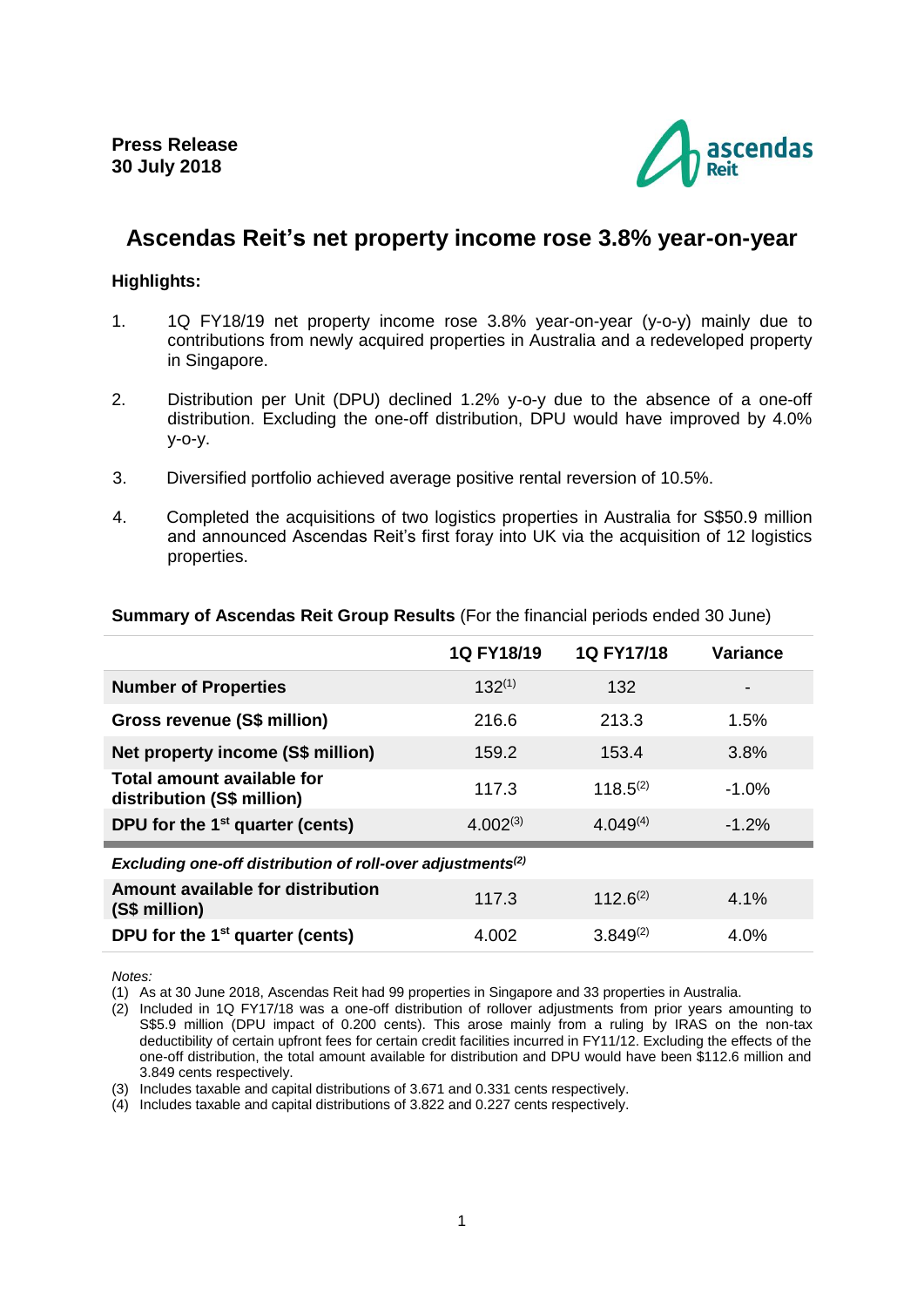**Press Release**
**30 July 2018**

# Ascendas Reit's net property income rose 3.8% year-on-year

**Highlights:**

1. 1Q FY18/19 net property income rose 3.8% year-on-year (y-o-y) mainly due to contributions from newly acquired properties in Australia and a redeveloped property in Singapore.

2. Distribution per Unit (DPU) declined 1.2% y-o-y due to the absence of a one-off distribution. Excluding the one-off distribution, DPU would have improved by 4.0% y-o-y.

3. Diversified portfolio achieved average positive rental reversion of 10.5%.

4. Completed the acquisitions of two logistics properties in Australia for S$50.9 million and announced Ascendas Reit's first foray into UK via the acquisition of 12 logistics properties.

**Summary of Ascendas Reit Group Results** (For the financial periods ended 30 June)

| | 1Q FY18/19 | 1Q FY17/18 | Variance |
|---|---|---|---|
| **Number of Properties** | 132[(1)] | 132 | - |
| **Gross revenue (S$ million)** | 216.6 | 213.3 | 1.5% |
| **Net property income (S$ million)** | 159.2 | 153.4 | 3.8% |
| **Total amount available for distribution (S$ million)** | 117.3 | 118.5[(2)] | -1.0% |
| **DPU for the 1st quarter (cents)** | 4.002[(3)] | 4.049[(4)] | -1.2% |
| ***Excluding one-off distribution of roll-over adjustments[(2)]*** | | | |
| **Amount available for distribution (S$ million)** | 117.3 | 112.6[(2)] | 4.1% |
| **DPU for the 1st quarter (cents)** | 4.002 | 3.849[(2)] | 4.0% |

*Notes:*

(1) As at 30 June 2018, Ascendas Reit had 99 properties in Singapore and 33 properties in Australia.

(2) Included in 1Q FY17/18 was a one-off distribution of rollover adjustments from prior years amounting to S$5.9 million (DPU impact of 0.200 cents). This arose mainly from a ruling by IRAS on the non-tax deductibility of certain upfront fees for certain credit facilities incurred in FY11/12. Excluding the effects of the one-off distribution, the total amount available for distribution and DPU would have been $112.6 million and 3.849 cents respectively.

(3) Includes taxable and capital distributions of 3.671 and 0.331 cents respectively.

(4) Includes taxable and capital distributions of 3.822 and 0.227 cents respectively.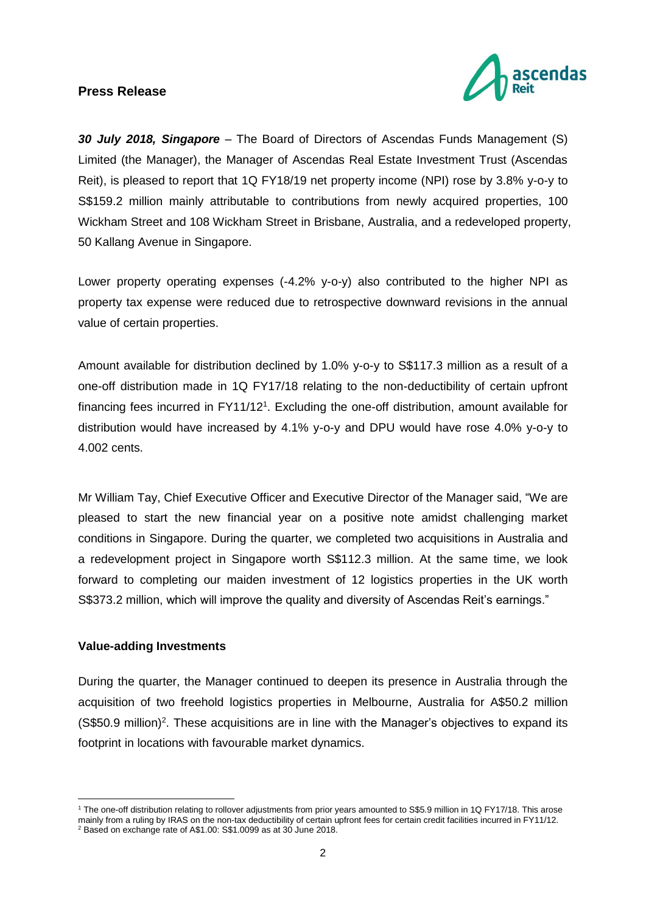**Press Release**

***30 July 2018, Singapore*** – The Board of Directors of Ascendas Funds Management (S) Limited (the Manager), the Manager of Ascendas Real Estate Investment Trust (Ascendas Reit), is pleased to report that 1Q FY18/19 net property income (NPI) rose by 3.8% y-o-y to S$159.2 million mainly attributable to contributions from newly acquired properties, 100 Wickham Street and 108 Wickham Street in Brisbane, Australia, and a redeveloped property, 50 Kallang Avenue in Singapore.

Lower property operating expenses (-4.2% y-o-y) also contributed to the higher NPI as property tax expense were reduced due to retrospective downward revisions in the annual value of certain properties.

Amount available for distribution declined by 1.0% y-o-y to S$117.3 million as a result of a one-off distribution made in 1Q FY17/18 relating to the non-deductibility of certain upfront financing fees incurred in FY11/12[1]. Excluding the one-off distribution, amount available for distribution would have increased by 4.1% y-o-y and DPU would have rose 4.0% y-o-y to 4.002 cents.

Mr William Tay, Chief Executive Officer and Executive Director of the Manager said, "We are pleased to start the new financial year on a positive note amidst challenging market conditions in Singapore. During the quarter, we completed two acquisitions in Australia and a redevelopment project in Singapore worth S$112.3 million. At the same time, we look forward to completing our maiden investment of 12 logistics properties in the UK worth S$373.2 million, which will improve the quality and diversity of Ascendas Reit's earnings."

**Value-adding Investments**

During the quarter, the Manager continued to deepen its presence in Australia through the acquisition of two freehold logistics properties in Melbourne, Australia for A$50.2 million (S$50.9 million)[2]. These acquisitions are in line with the Manager's objectives to expand its footprint in locations with favourable market dynamics.

[1] The one-off distribution relating to rollover adjustments from prior years amounted to S$5.9 million in 1Q FY17/18. This arose mainly from a ruling by IRAS on the non-tax deductibility of certain upfront fees for certain credit facilities incurred in FY11/12.

[2] Based on exchange rate of A$1.00: S$1.0099 as at 30 June 2018.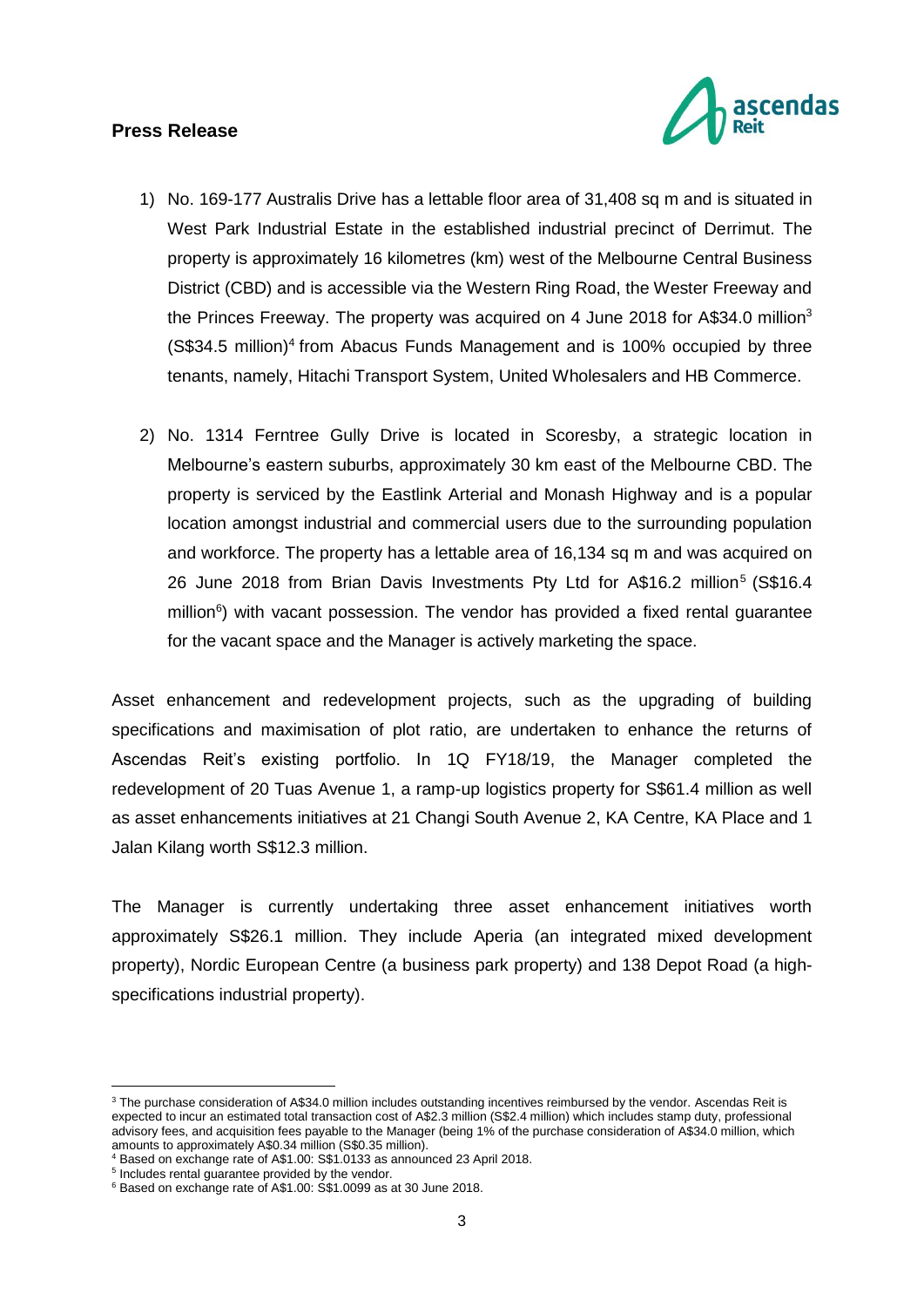1) No. 169-177 Australis Drive has a lettable floor area of 31,408 sq m and is situated in West Park Industrial Estate in the established industrial precinct of Derrimut. The property is approximately 16 kilometres (km) west of the Melbourne Central Business District (CBD) and is accessible via the Western Ring Road, the Wester Freeway and the Princes Freeway. The property was acquired on 4 June 2018 for A$34.0 million[3] (S$34.5 million)[4] from Abacus Funds Management and is 100% occupied by three tenants, namely, Hitachi Transport System, United Wholesalers and HB Commerce.

2) No. 1314 Ferntree Gully Drive is located in Scoresby, a strategic location in Melbourne's eastern suburbs, approximately 30 km east of the Melbourne CBD. The property is serviced by the Eastlink Arterial and Monash Highway and is a popular location amongst industrial and commercial users due to the surrounding population and workforce. The property has a lettable area of 16,134 sq m and was acquired on 26 June 2018 from Brian Davis Investments Pty Ltd for A$16.2 million[5] (S$16.4 million[6]) with vacant possession. The vendor has provided a fixed rental guarantee for the vacant space and the Manager is actively marketing the space.

Asset enhancement and redevelopment projects, such as the upgrading of building specifications and maximisation of plot ratio, are undertaken to enhance the returns of Ascendas Reit's existing portfolio. In 1Q FY18/19, the Manager completed the redevelopment of 20 Tuas Avenue 1, a ramp-up logistics property for S$61.4 million as well as asset enhancements initiatives at 21 Changi South Avenue 2, KA Centre, KA Place and 1 Jalan Kilang worth S$12.3 million.

The Manager is currently undertaking three asset enhancement initiatives worth approximately S$26.1 million. They include Aperia (an integrated mixed development property), Nordic European Centre (a business park property) and 138 Depot Road (a high-specifications industrial property).

---

[3] The purchase consideration of A$34.0 million includes outstanding incentives reimbursed by the vendor. Ascendas Reit is expected to incur an estimated total transaction cost of A$2.3 million (S$2.4 million) which includes stamp duty, professional advisory fees, and acquisition fees payable to the Manager (being 1% of the purchase consideration of A$34.0 million, which amounts to approximately A$0.34 million (S$0.35 million).

[4] Based on exchange rate of A$1.00: S$1.0133 as announced 23 April 2018.

[5] Includes rental guarantee provided by the vendor.

[6] Based on exchange rate of A$1.00: S$1.0099 as at 30 June 2018.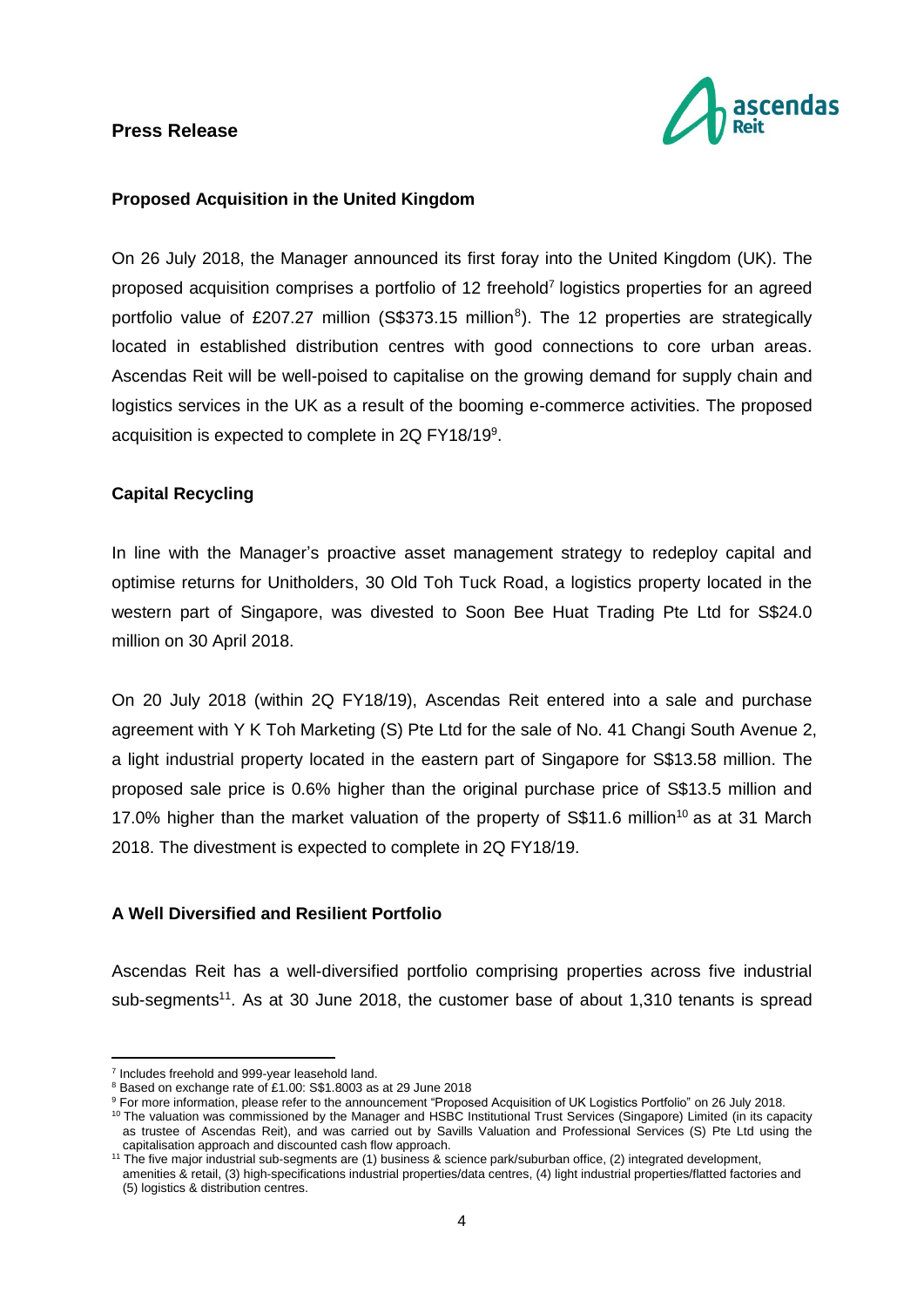**Press Release**

**Proposed Acquisition in the United Kingdom**

On 26 July 2018, the Manager announced its first foray into the United Kingdom (UK). The proposed acquisition comprises a portfolio of 12 freehold[7] logistics properties for an agreed portfolio value of £207.27 million (S$373.15 million[8]). The 12 properties are strategically located in established distribution centres with good connections to core urban areas. Ascendas Reit will be well-poised to capitalise on the growing demand for supply chain and logistics services in the UK as a result of the booming e-commerce activities. The proposed acquisition is expected to complete in 2Q FY18/19[9].

**Capital Recycling**

In line with the Manager's proactive asset management strategy to redeploy capital and optimise returns for Unitholders, 30 Old Toh Tuck Road, a logistics property located in the western part of Singapore, was divested to Soon Bee Huat Trading Pte Ltd for S$24.0 million on 30 April 2018.

On 20 July 2018 (within 2Q FY18/19), Ascendas Reit entered into a sale and purchase agreement with Y K Toh Marketing (S) Pte Ltd for the sale of No. 41 Changi South Avenue 2, a light industrial property located in the eastern part of Singapore for S$13.58 million. The proposed sale price is 0.6% higher than the original purchase price of S$13.5 million and 17.0% higher than the market valuation of the property of S$11.6 million[10] as at 31 March 2018. The divestment is expected to complete in 2Q FY18/19.

**A Well Diversified and Resilient Portfolio**

Ascendas Reit has a well-diversified portfolio comprising properties across five industrial sub-segments[11]. As at 30 June 2018, the customer base of about 1,310 tenants is spread

---

[7] Includes freehold and 999-year leasehold land.

[8] Based on exchange rate of £1.00: S$1.8003 as at 29 June 2018

[9] For more information, please refer to the announcement "Proposed Acquisition of UK Logistics Portfolio" on 26 July 2018.

[10] The valuation was commissioned by the Manager and HSBC Institutional Trust Services (Singapore) Limited (in its capacity as trustee of Ascendas Reit), and was carried out by Savills Valuation and Professional Services (S) Pte Ltd using the capitalisation approach and discounted cash flow approach.

[11] The five major industrial sub-segments are (1) business & science park/suburban office, (2) integrated development, amenities & retail, (3) high-specifications industrial properties/data centres, (4) light industrial properties/flatted factories and (5) logistics & distribution centres.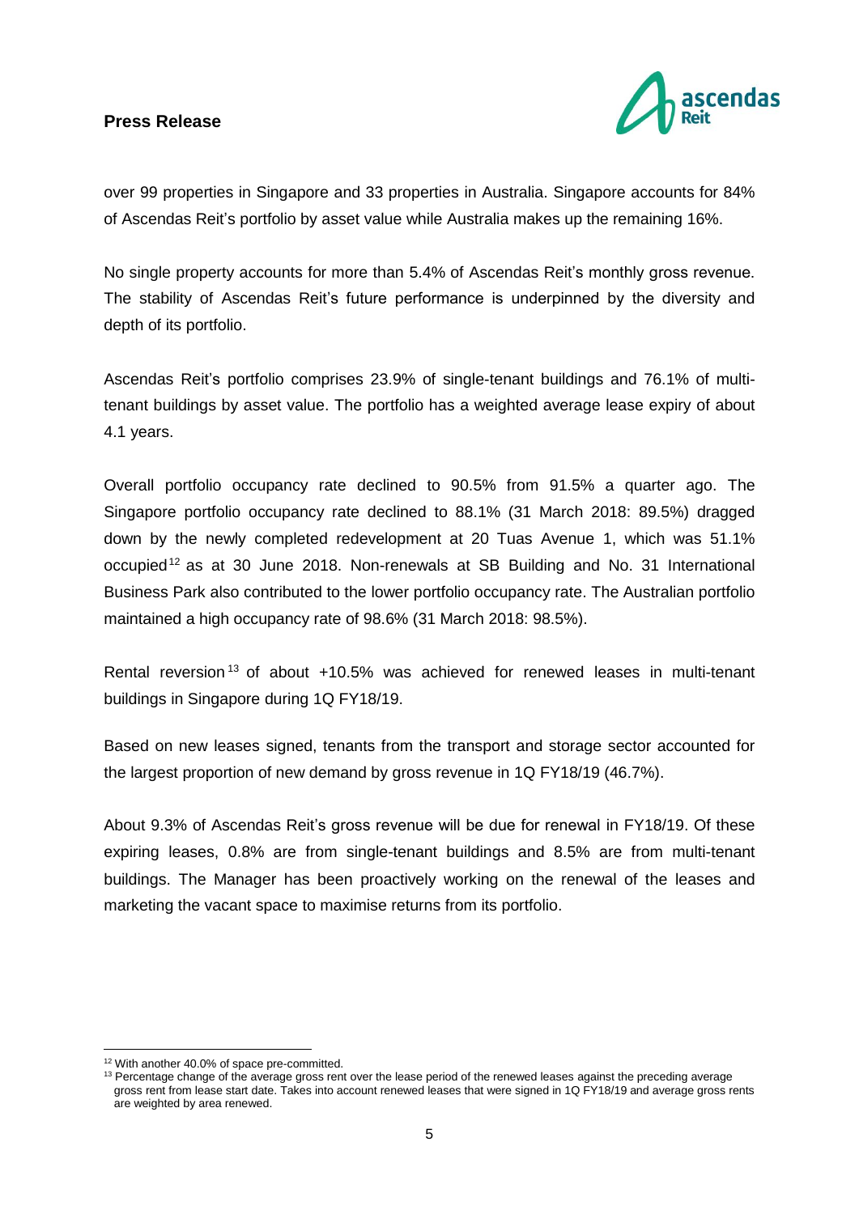over 99 properties in Singapore and 33 properties in Australia. Singapore accounts for 84% of Ascendas Reit's portfolio by asset value while Australia makes up the remaining 16%.

No single property accounts for more than 5.4% of Ascendas Reit's monthly gross revenue. The stability of Ascendas Reit's future performance is underpinned by the diversity and depth of its portfolio.

Ascendas Reit's portfolio comprises 23.9% of single-tenant buildings and 76.1% of multi-tenant buildings by asset value. The portfolio has a weighted average lease expiry of about 4.1 years.

Overall portfolio occupancy rate declined to 90.5% from 91.5% a quarter ago. The Singapore portfolio occupancy rate declined to 88.1% (31 March 2018: 89.5%) dragged down by the newly completed redevelopment at 20 Tuas Avenue 1, which was 51.1% occupied[12] as at 30 June 2018. Non-renewals at SB Building and No. 31 International Business Park also contributed to the lower portfolio occupancy rate. The Australian portfolio maintained a high occupancy rate of 98.6% (31 March 2018: 98.5%).

Rental reversion[13] of about +10.5% was achieved for renewed leases in multi-tenant buildings in Singapore during 1Q FY18/19.

Based on new leases signed, tenants from the transport and storage sector accounted for the largest proportion of new demand by gross revenue in 1Q FY18/19 (46.7%).

About 9.3% of Ascendas Reit's gross revenue will be due for renewal in FY18/19. Of these expiring leases, 0.8% are from single-tenant buildings and 8.5% are from multi-tenant buildings. The Manager has been proactively working on the renewal of the leases and marketing the vacant space to maximise returns from its portfolio.

---

[12] With another 40.0% of space pre-committed.

[13] Percentage change of the average gross rent over the lease period of the renewed leases against the preceding average gross rent from lease start date. Takes into account renewed leases that were signed in 1Q FY18/19 and average gross rents are weighted by area renewed.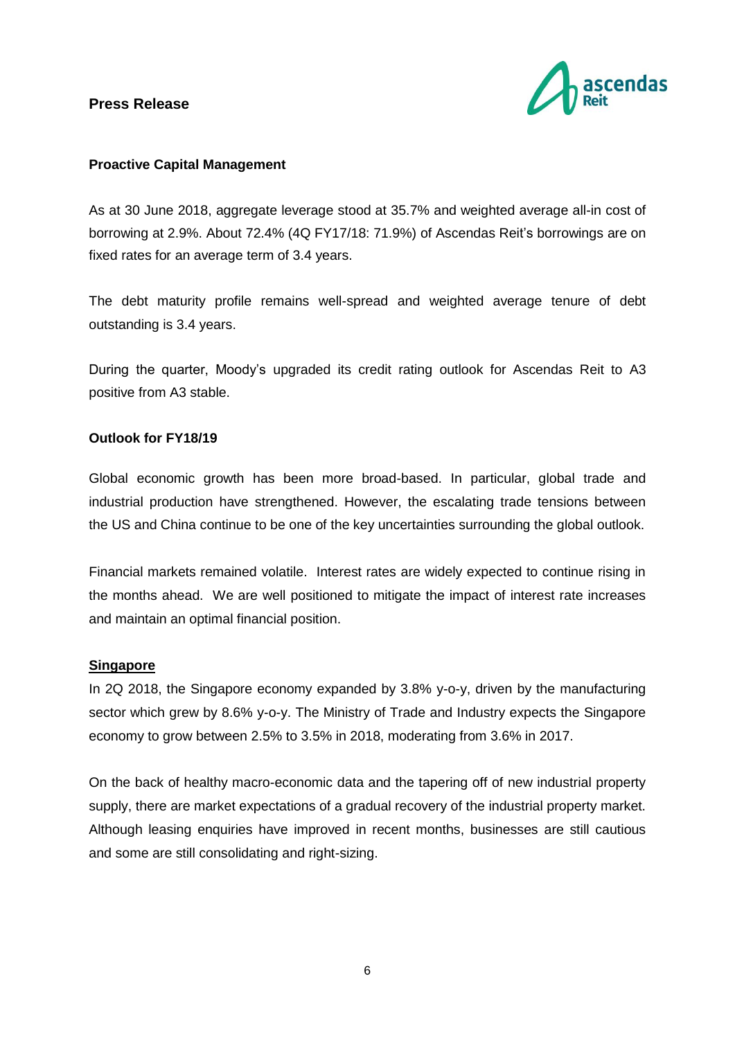**Proactive Capital Management**

As at 30 June 2018, aggregate leverage stood at 35.7% and weighted average all-in cost of borrowing at 2.9%. About 72.4% (4Q FY17/18: 71.9%) of Ascendas Reit's borrowings are on fixed rates for an average term of 3.4 years.

The debt maturity profile remains well-spread and weighted average tenure of debt outstanding is 3.4 years.

During the quarter, Moody's upgraded its credit rating outlook for Ascendas Reit to A3 positive from A3 stable.

**Outlook for FY18/19**

Global economic growth has been more broad-based. In particular, global trade and industrial production have strengthened. However, the escalating trade tensions between the US and China continue to be one of the key uncertainties surrounding the global outlook.

Financial markets remained volatile. Interest rates are widely expected to continue rising in the months ahead. We are well positioned to mitigate the impact of interest rate increases and maintain an optimal financial position.

**Singapore**

In 2Q 2018, the Singapore economy expanded by 3.8% y-o-y, driven by the manufacturing sector which grew by 8.6% y-o-y. The Ministry of Trade and Industry expects the Singapore economy to grow between 2.5% to 3.5% in 2018, moderating from 3.6% in 2017.

On the back of healthy macro-economic data and the tapering off of new industrial property supply, there are market expectations of a gradual recovery of the industrial property market. Although leasing enquiries have improved in recent months, businesses are still cautious and some are still consolidating and right-sizing.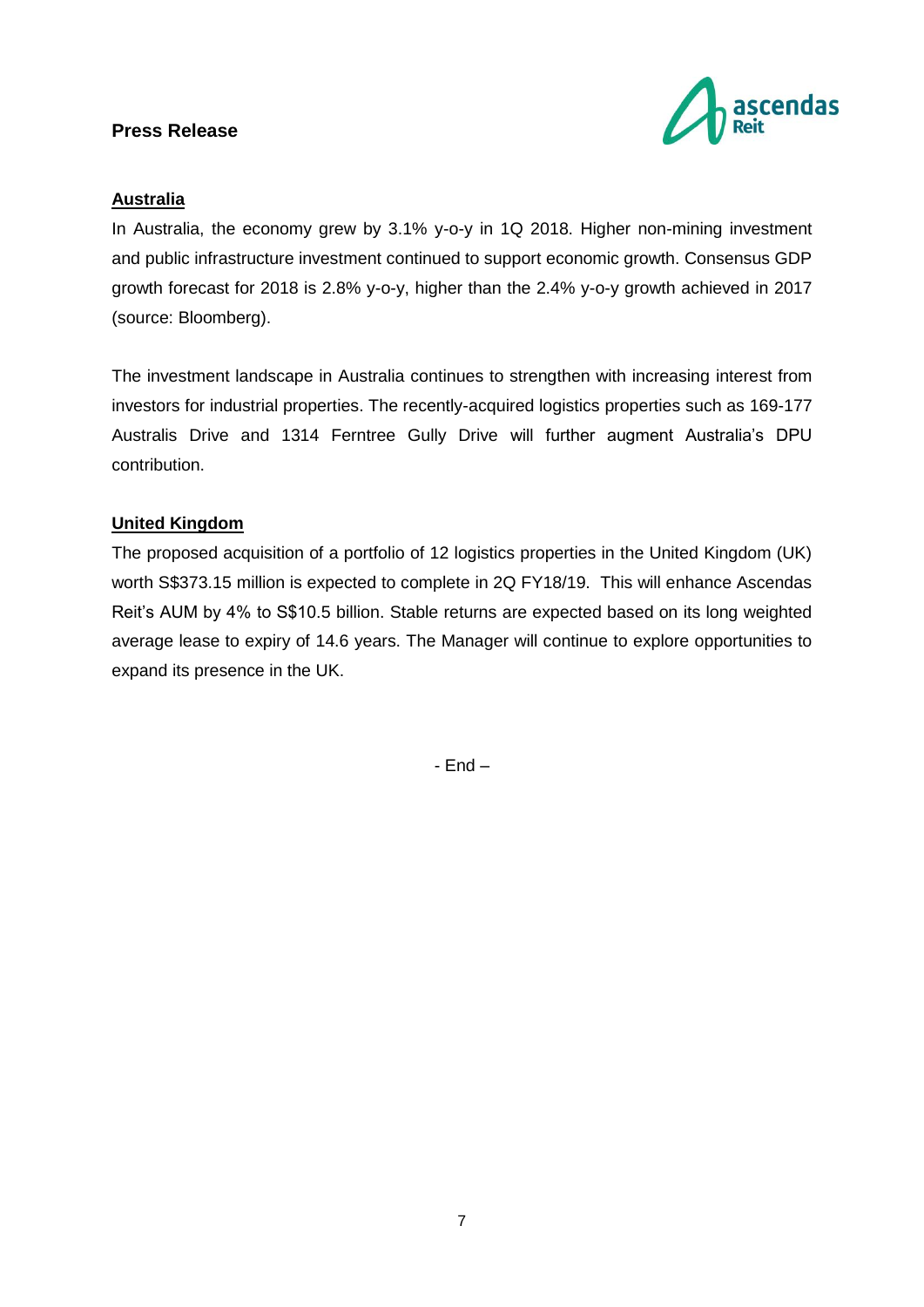**Press Release**

**Australia**

In Australia, the economy grew by 3.1% y-o-y in 1Q 2018. Higher non-mining investment and public infrastructure investment continued to support economic growth. Consensus GDP growth forecast for 2018 is 2.8% y-o-y, higher than the 2.4% y-o-y growth achieved in 2017 (source: Bloomberg).

The investment landscape in Australia continues to strengthen with increasing interest from investors for industrial properties. The recently-acquired logistics properties such as 169-177 Australis Drive and 1314 Ferntree Gully Drive will further augment Australia's DPU contribution.

**United Kingdom**

The proposed acquisition of a portfolio of 12 logistics properties in the United Kingdom (UK) worth S$373.15 million is expected to complete in 2Q FY18/19. This will enhance Ascendas Reit's AUM by 4% to S$10.5 billion. Stable returns are expected based on its long weighted average lease to expiry of 14.6 years. The Manager will continue to explore opportunities to expand its presence in the UK.

- End –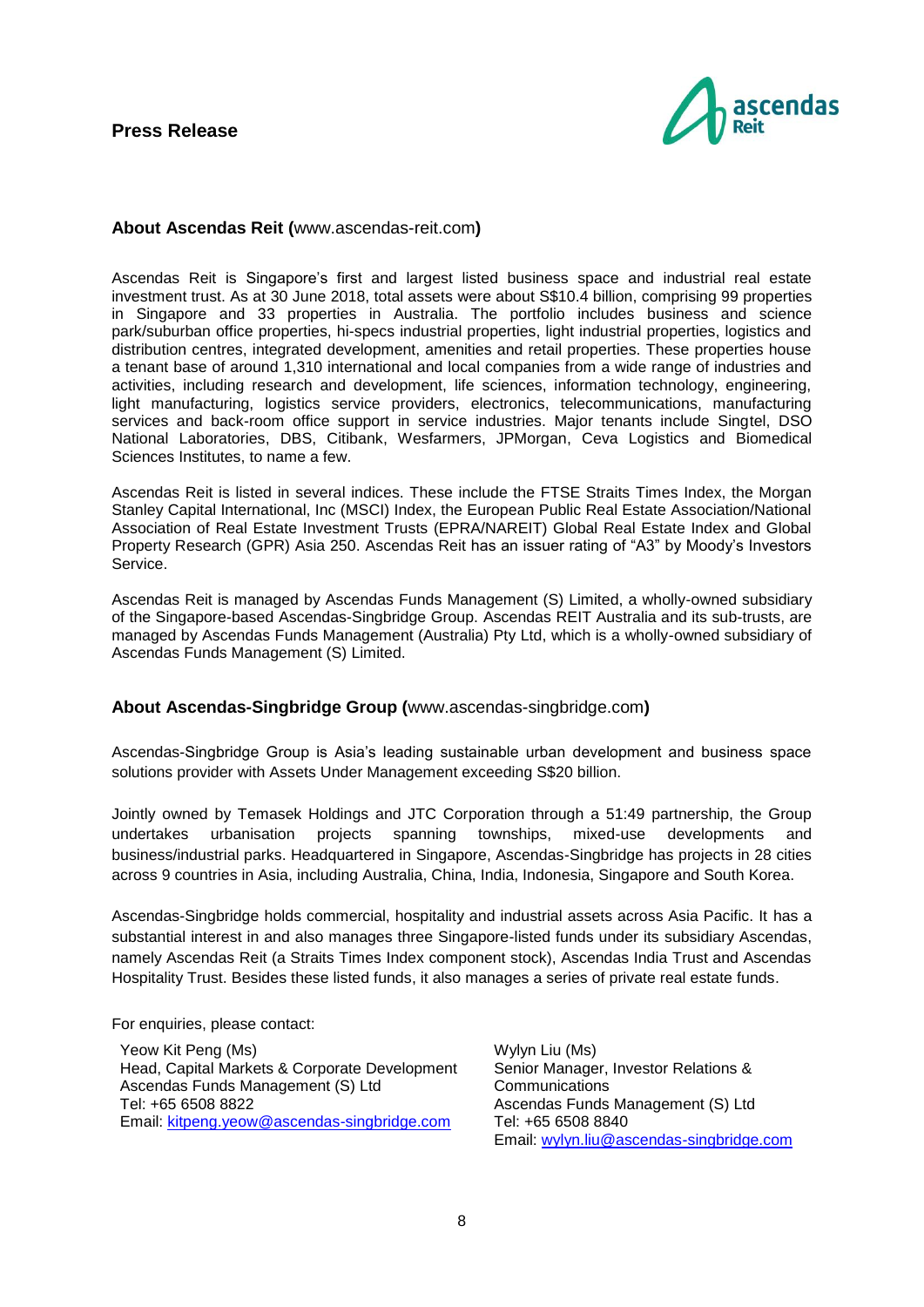**Press Release**

### About Ascendas Reit (www.ascendas-reit.com)

Ascendas Reit is Singapore's first and largest listed business space and industrial real estate investment trust. As at 30 June 2018, total assets were about S$10.4 billion, comprising 99 properties in Singapore and 33 properties in Australia. The portfolio includes business and science park/suburban office properties, hi-specs industrial properties, light industrial properties, logistics and distribution centres, integrated development, amenities and retail properties. These properties house a tenant base of around 1,310 international and local companies from a wide range of industries and activities, including research and development, life sciences, information technology, engineering, light manufacturing, logistics service providers, electronics, telecommunications, manufacturing services and back-room office support in service industries. Major tenants include Singtel, DSO National Laboratories, DBS, Citibank, Wesfarmers, JPMorgan, Ceva Logistics and Biomedical Sciences Institutes, to name a few.

Ascendas Reit is listed in several indices. These include the FTSE Straits Times Index, the Morgan Stanley Capital International, Inc (MSCI) Index, the European Public Real Estate Association/National Association of Real Estate Investment Trusts (EPRA/NAREIT) Global Real Estate Index and Global Property Research (GPR) Asia 250. Ascendas Reit has an issuer rating of "A3" by Moody's Investors Service.

Ascendas Reit is managed by Ascendas Funds Management (S) Limited, a wholly-owned subsidiary of the Singapore-based Ascendas-Singbridge Group. Ascendas REIT Australia and its sub-trusts, are managed by Ascendas Funds Management (Australia) Pty Ltd, which is a wholly-owned subsidiary of Ascendas Funds Management (S) Limited.

### About Ascendas-Singbridge Group (www.ascendas-singbridge.com)

Ascendas-Singbridge Group is Asia's leading sustainable urban development and business space solutions provider with Assets Under Management exceeding S$20 billion.

Jointly owned by Temasek Holdings and JTC Corporation through a 51:49 partnership, the Group undertakes urbanisation projects spanning townships, mixed-use developments and business/industrial parks. Headquartered in Singapore, Ascendas-Singbridge has projects in 28 cities across 9 countries in Asia, including Australia, China, India, Indonesia, Singapore and South Korea.

Ascendas-Singbridge holds commercial, hospitality and industrial assets across Asia Pacific. It has a substantial interest in and also manages three Singapore-listed funds under its subsidiary Ascendas, namely Ascendas Reit (a Straits Times Index component stock), Ascendas India Trust and Ascendas Hospitality Trust. Besides these listed funds, it also manages a series of private real estate funds.

For enquiries, please contact:

Yeow Kit Peng (Ms)
Head, Capital Markets & Corporate Development
Ascendas Funds Management (S) Ltd
Tel: +65 6508 8822
Email: kitpeng.yeow@ascendas-singbridge.com

Wylyn Liu (Ms)
Senior Manager, Investor Relations & Communications
Ascendas Funds Management (S) Ltd
Tel: +65 6508 8840
Email: wylyn.liu@ascendas-singbridge.com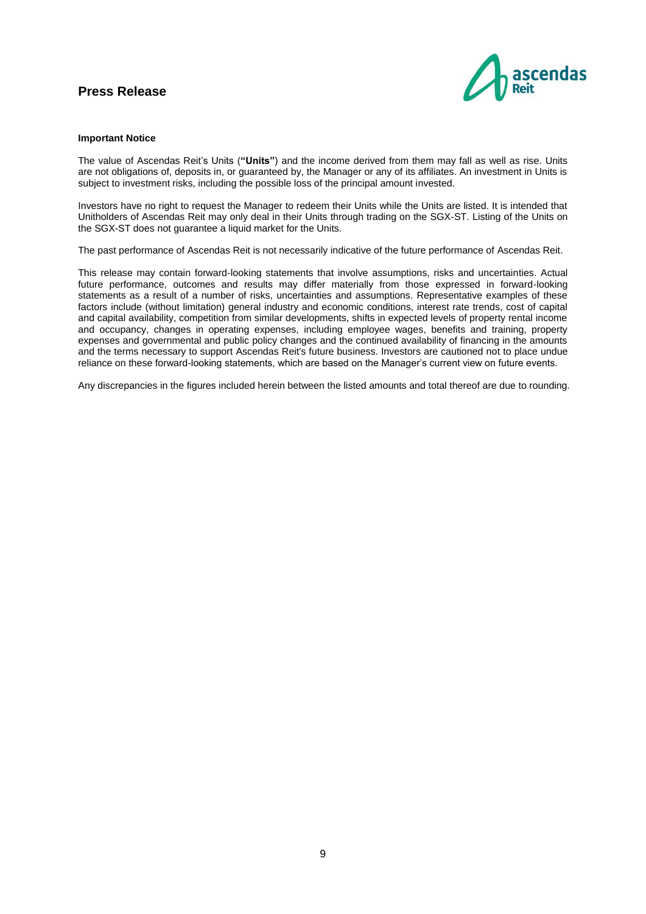**Important Notice**

The value of Ascendas Reit's Units (**"Units"**) and the income derived from them may fall as well as rise. Units are not obligations of, deposits in, or guaranteed by, the Manager or any of its affiliates. An investment in Units is subject to investment risks, including the possible loss of the principal amount invested.

Investors have no right to request the Manager to redeem their Units while the Units are listed. It is intended that Unitholders of Ascendas Reit may only deal in their Units through trading on the SGX-ST. Listing of the Units on the SGX-ST does not guarantee a liquid market for the Units.

The past performance of Ascendas Reit is not necessarily indicative of the future performance of Ascendas Reit.

This release may contain forward-looking statements that involve assumptions, risks and uncertainties. Actual future performance, outcomes and results may differ materially from those expressed in forward-looking statements as a result of a number of risks, uncertainties and assumptions. Representative examples of these factors include (without limitation) general industry and economic conditions, interest rate trends, cost of capital and capital availability, competition from similar developments, shifts in expected levels of property rental income and occupancy, changes in operating expenses, including employee wages, benefits and training, property expenses and governmental and public policy changes and the continued availability of financing in the amounts and the terms necessary to support Ascendas Reit's future business. Investors are cautioned not to place undue reliance on these forward-looking statements, which are based on the Manager's current view on future events.

Any discrepancies in the figures included herein between the listed amounts and total thereof are due to rounding.